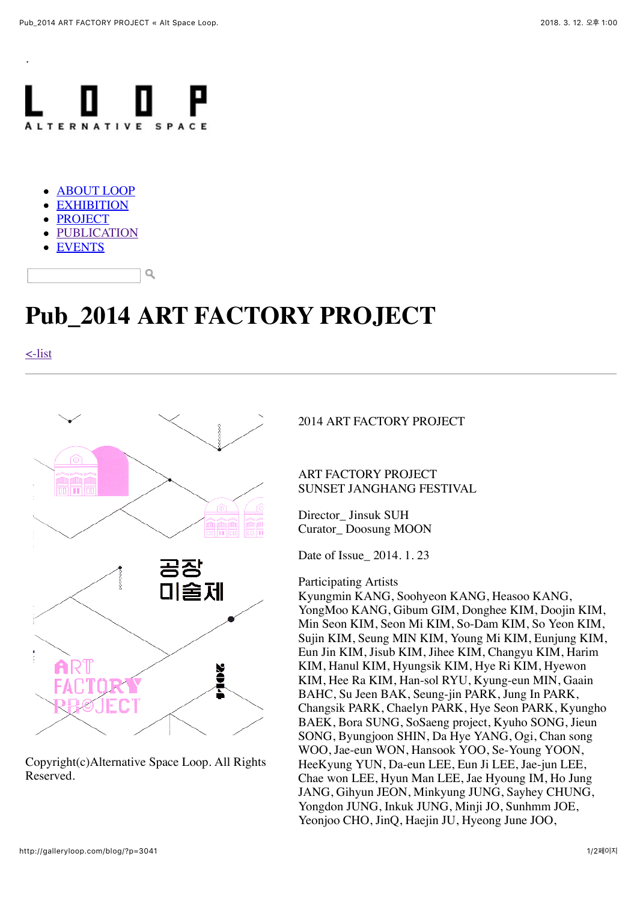.

LOOP
ALTERNATIVE SPACE

- ABOUT LOOP
- EXHIBITION
- PROJECT
- PUBLICATION
- EVENTS

# Pub_2014 ART FACTORY PROJECT

<-list

공장 미술제

ART FACTORY PROJECT

2014

Copyright(c)Alternative Space Loop. All Rights Reserved.

2014 ART FACTORY PROJECT

ART FACTORY PROJECT
SUNSET JANGHANG FESTIVAL

Director_ Jinsuk SUH
Curator_ Doosung MOON

Date of Issue_ 2014. 1. 23

Participating Artists
Kyungmin KANG, Soohyeon KANG, Heasoo KANG, YongMoo KANG, Gibum GIM, Donghee KIM, Doojin KIM, Min Seon KIM, Seon Mi KIM, So-Dam KIM, So Yeon KIM, Sujin KIM, Seung MIN KIM, Young Mi KIM, Eunjung KIM, Eun Jin KIM, Jisub KIM, Jihee KIM, Changyu KIM, Harim KIM, Hanul KIM, Hyungsik KIM, Hye Ri KIM, Hyewon KIM, Hee Ra KIM, Han-sol RYU, Kyung-eun MIN, Gaain BAHC, Su Jeen BAK, Seung-jin PARK, Jung In PARK, Changsik PARK, Chaelyn PARK, Hye Seon PARK, Kyungho BAEK, Bora SUNG, SoSaeng project, Kyuho SONG, Jieun SONG, Byungjoon SHIN, Da Hye YANG, Ogi, Chan song WOO, Jae-eun WON, Hansook YOO, Se-Young YOON, HeeKyung YUN, Da-eun LEE, Eun Ji LEE, Jae-jun LEE, Chae won LEE, Hyun Man LEE, Jae Hyoung IM, Ho Jung JANG, Gihyun JEON, Minkyung JUNG, Sayhey CHUNG, Yongdon JUNG, Inkuk JUNG, Minji JO, Sunhmm JOE, Yeonjoo CHO, JinQ, Haejin JU, Hyeong June JOO,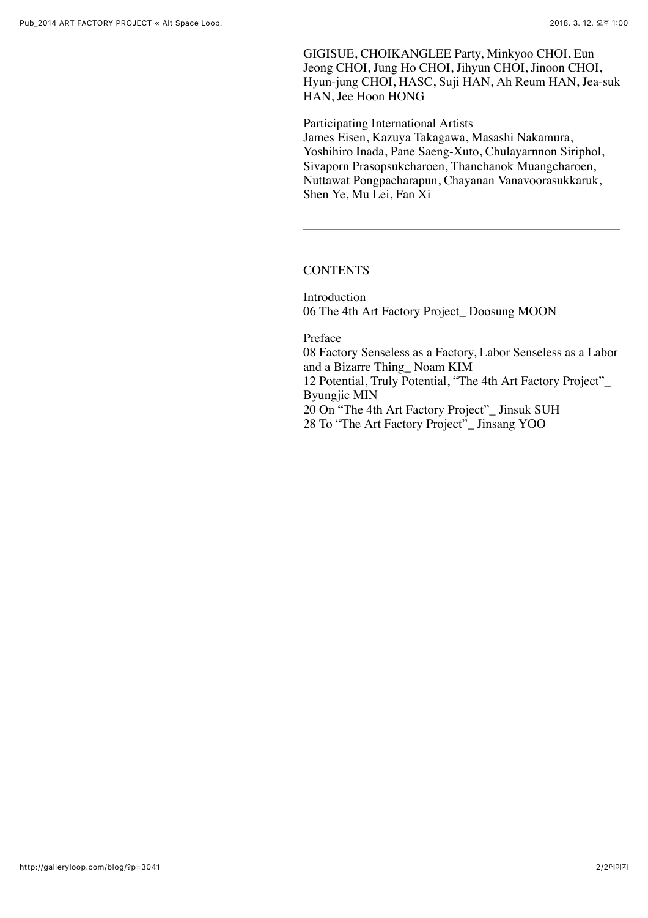GIGISUE, CHOIKANGLEE Party, Minkyoo CHOI, Eun Jeong CHOI, Jung Ho CHOI, Jihyun CHOI, Jinoon CHOI, Hyun-jung CHOI, HASC, Suji HAN, Ah Reum HAN, Jea-suk HAN, Jee Hoon HONG

Participating International Artists
James Eisen, Kazuya Takagawa, Masashi Nakamura, Yoshihiro Inada, Pane Saeng-Xuto, Chulayarnnon Siriphol, Sivaporn Prasopsukcharoen, Thanchanok Muangcharoen, Nuttawat Pongpacharapun, Chayanan Vanavoorasukkaruk, Shen Ye, Mu Lei, Fan Xi

---

CONTENTS

Introduction
06 The 4th Art Factory Project_ Doosung MOON

Preface
08 Factory Senseless as a Factory, Labor Senseless as a Labor and a Bizarre Thing_ Noam KIM
12 Potential, Truly Potential, "The 4th Art Factory Project"_ Byungjic MIN
20 On "The 4th Art Factory Project"_ Jinsuk SUH
28 To "The Art Factory Project"_ Jinsang YOO